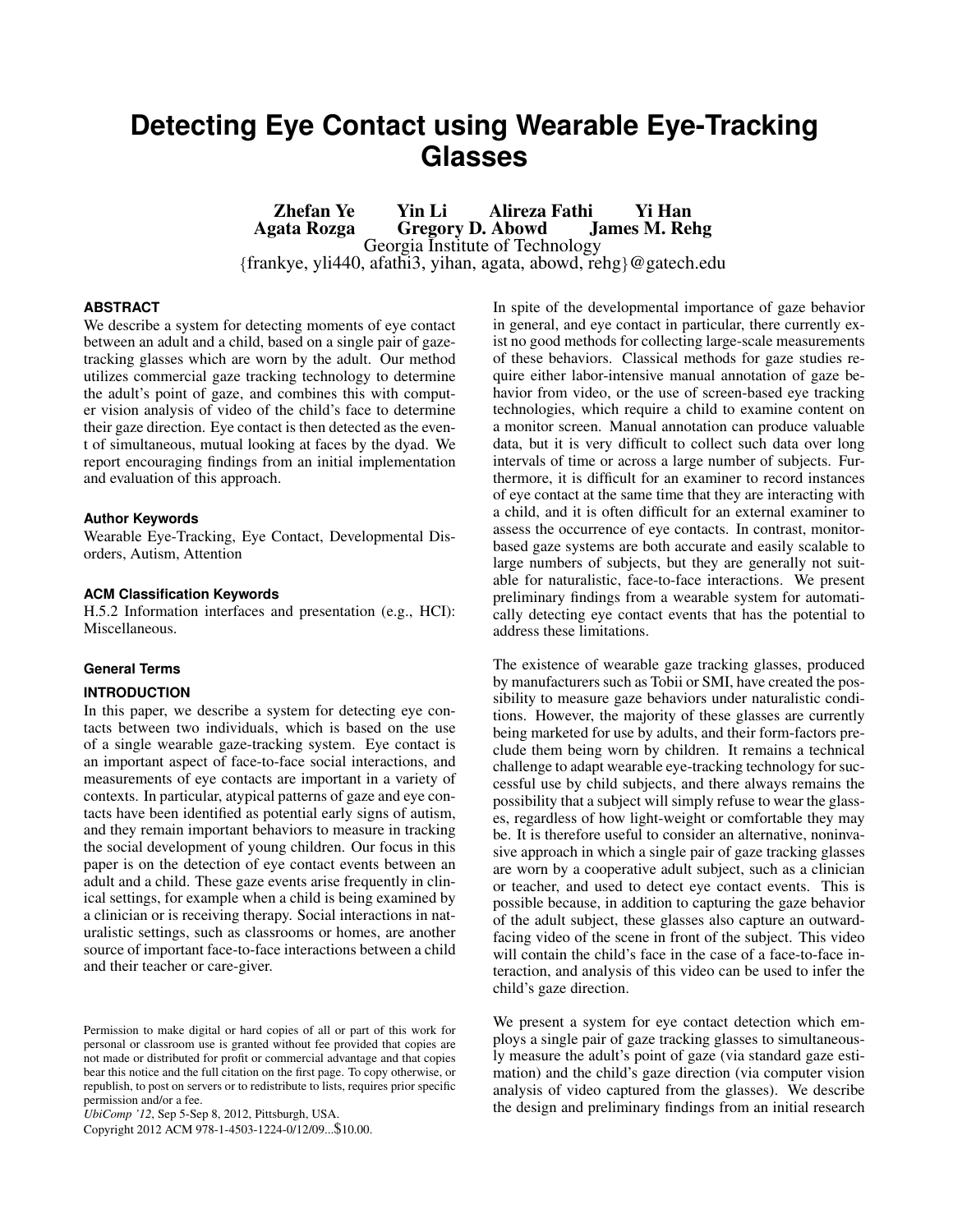# Detecting Eye Contact using Wearable Eye-Tracking Glasses

**Zhefan Ye    Yin Li    Alireza Fathi    Yi Han**
**Agata Rozga    Gregory D. Abowd    James M. Rehg**
Georgia Institute of Technology
{frankye, yli440, afathi3, yihan, agata, abowd, rehg}@gatech.edu

### ABSTRACT

We describe a system for detecting moments of eye contact between an adult and a child, based on a single pair of gaze-tracking glasses which are worn by the adult. Our method utilizes commercial gaze tracking technology to determine the adult's point of gaze, and combines this with computer vision analysis of video of the child's face to determine their gaze direction. Eye contact is then detected as the event of simultaneous, mutual looking at faces by the dyad. We report encouraging findings from an initial implementation and evaluation of this approach.

### Author Keywords

Wearable Eye-Tracking, Eye Contact, Developmental Disorders, Autism, Attention

### ACM Classification Keywords

H.5.2 Information interfaces and presentation (e.g., HCI): Miscellaneous.

### General Terms

### INTRODUCTION

In this paper, we describe a system for detecting eye contacts between two individuals, which is based on the use of a single wearable gaze-tracking system. Eye contact is an important aspect of face-to-face social interactions, and measurements of eye contacts are important in a variety of contexts. In particular, atypical patterns of gaze and eye contacts have been identified as potential early signs of autism, and they remain important behaviors to measure in tracking the social development of young children. Our focus in this paper is on the detection of eye contact events between an adult and a child. These gaze events arise frequently in clinical settings, for example when a child is being examined by a clinician or is receiving therapy. Social interactions in naturalistic settings, such as classrooms or homes, are another source of important face-to-face interactions between a child and their teacher or care-giver.

Permission to make digital or hard copies of all or part of this work for personal or classroom use is granted without fee provided that copies are not made or distributed for profit or commercial advantage and that copies bear this notice and the full citation on the first page. To copy otherwise, or republish, to post on servers or to redistribute to lists, requires prior specific permission and/or a fee.
*UbiComp '12*, Sep 5-Sep 8, 2012, Pittsburgh, USA.
Copyright 2012 ACM 978-1-4503-1224-0/12/09...$10.00.

In spite of the developmental importance of gaze behavior in general, and eye contact in particular, there currently exist no good methods for collecting large-scale measurements of these behaviors. Classical methods for gaze studies require either labor-intensive manual annotation of gaze behavior from video, or the use of screen-based eye tracking technologies, which require a child to examine content on a monitor screen. Manual annotation can produce valuable data, but it is very difficult to collect such data over long intervals of time or across a large number of subjects. Furthermore, it is difficult for an examiner to record instances of eye contact at the same time that they are interacting with a child, and it is often difficult for an external examiner to assess the occurrence of eye contacts. In contrast, monitor-based gaze systems are both accurate and easily scalable to large numbers of subjects, but they are generally not suitable for naturalistic, face-to-face interactions. We present preliminary findings from a wearable system for automatically detecting eye contact events that has the potential to address these limitations.

The existence of wearable gaze tracking glasses, produced by manufacturers such as Tobii or SMI, have created the possibility to measure gaze behaviors under naturalistic conditions. However, the majority of these glasses are currently being marketed for use by adults, and their form-factors preclude them being worn by children. It remains a technical challenge to adapt wearable eye-tracking technology for successful use by child subjects, and there always remains the possibility that a subject will simply refuse to wear the glasses, regardless of how light-weight or comfortable they may be. It is therefore useful to consider an alternative, noninvasive approach in which a single pair of gaze tracking glasses are worn by a cooperative adult subject, such as a clinician or teacher, and used to detect eye contact events. This is possible because, in addition to capturing the gaze behavior of the adult subject, these glasses also capture an outward-facing video of the scene in front of the subject. This video will contain the child's face in the case of a face-to-face interaction, and analysis of this video can be used to infer the child's gaze direction.

We present a system for eye contact detection which employs a single pair of gaze tracking glasses to simultaneously measure the adult's point of gaze (via standard gaze estimation) and the child's gaze direction (via computer vision analysis of video captured from the glasses). We describe the design and preliminary findings from an initial research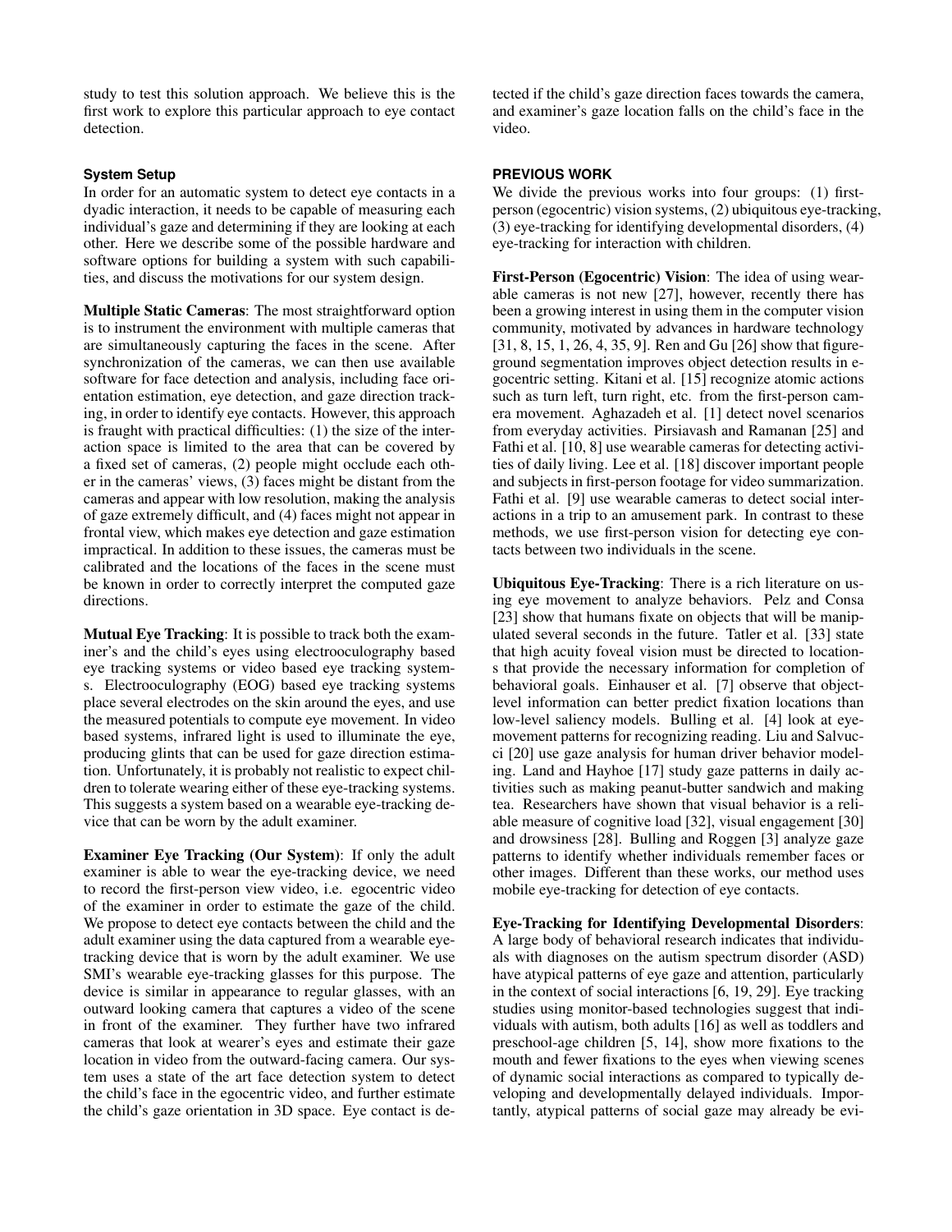study to test this solution approach. We believe this is the first work to explore this particular approach to eye contact detection.

### System Setup

In order for an automatic system to detect eye contacts in a dyadic interaction, it needs to be capable of measuring each individual's gaze and determining if they are looking at each other. Here we describe some of the possible hardware and software options for building a system with such capabilities, and discuss the motivations for our system design.

**Multiple Static Cameras**: The most straightforward option is to instrument the environment with multiple cameras that are simultaneously capturing the faces in the scene. After synchronization of the cameras, we can then use available software for face detection and analysis, including face orientation estimation, eye detection, and gaze direction tracking, in order to identify eye contacts. However, this approach is fraught with practical difficulties: (1) the size of the interaction space is limited to the area that can be covered by a fixed set of cameras, (2) people might occlude each other in the cameras' views, (3) faces might be distant from the cameras and appear with low resolution, making the analysis of gaze extremely difficult, and (4) faces might not appear in frontal view, which makes eye detection and gaze estimation impractical. In addition to these issues, the cameras must be calibrated and the locations of the faces in the scene must be known in order to correctly interpret the computed gaze directions.

**Mutual Eye Tracking**: It is possible to track both the examiner's and the child's eyes using electrooculography based eye tracking systems or video based eye tracking systems. Electrooculography (EOG) based eye tracking systems place several electrodes on the skin around the eyes, and use the measured potentials to compute eye movement. In video based systems, infrared light is used to illuminate the eye, producing glints that can be used for gaze direction estimation. Unfortunately, it is probably not realistic to expect children to tolerate wearing either of these eye-tracking systems. This suggests a system based on a wearable eye-tracking device that can be worn by the adult examiner.

**Examiner Eye Tracking (Our System)**: If only the adult examiner is able to wear the eye-tracking device, we need to record the first-person view video, i.e. egocentric video of the examiner in order to estimate the gaze of the child. We propose to detect eye contacts between the child and the adult examiner using the data captured from a wearable eye-tracking device that is worn by the adult examiner. We use SMI's wearable eye-tracking glasses for this purpose. The device is similar in appearance to regular glasses, with an outward looking camera that captures a video of the scene in front of the examiner. They further have two infrared cameras that look at wearer's eyes and estimate their gaze location in video from the outward-facing camera. Our system uses a state of the art face detection system to detect the child's face in the egocentric video, and further estimate the child's gaze orientation in 3D space. Eye contact is detected if the child's gaze direction faces towards the camera, and examiner's gaze location falls on the child's face in the video.

## PREVIOUS WORK

We divide the previous works into four groups: (1) first-person (egocentric) vision systems, (2) ubiquitous eye-tracking, (3) eye-tracking for identifying developmental disorders, (4) eye-tracking for interaction with children.

**First-Person (Egocentric) Vision**: The idea of using wearable cameras is not new [27], however, recently there has been a growing interest in using them in the computer vision community, motivated by advances in hardware technology [31, 8, 15, 1, 26, 4, 35, 9]. Ren and Gu [26] show that figure-ground segmentation improves object detection results in egocentric setting. Kitani et al. [15] recognize atomic actions such as turn left, turn right, etc. from the first-person camera movement. Aghazadeh et al. [1] detect novel scenarios from everyday activities. Pirsiavash and Ramanan [25] and Fathi et al. [10, 8] use wearable cameras for detecting activities of daily living. Lee et al. [18] discover important people and subjects in first-person footage for video summarization. Fathi et al. [9] use wearable cameras to detect social interactions in a trip to an amusement park. In contrast to these methods, we use first-person vision for detecting eye contacts between two individuals in the scene.

**Ubiquitous Eye-Tracking**: There is a rich literature on using eye movement to analyze behaviors. Pelz and Consa [23] show that humans fixate on objects that will be manipulated several seconds in the future. Tatler et al. [33] state that high acuity foveal vision must be directed to locations that provide the necessary information for completion of behavioral goals. Einhauser et al. [7] observe that object-level information can better predict fixation locations than low-level saliency models. Bulling et al. [4] look at eye-movement patterns for recognizing reading. Liu and Salvucci [20] use gaze analysis for human driver behavior modeling. Land and Hayhoe [17] study gaze patterns in daily activities such as making peanut-butter sandwich and making tea. Researchers have shown that visual behavior is a reliable measure of cognitive load [32], visual engagement [30] and drowsiness [28]. Bulling and Roggen [3] analyze gaze patterns to identify whether individuals remember faces or other images. Different than these works, our method uses mobile eye-tracking for detection of eye contacts.

**Eye-Tracking for Identifying Developmental Disorders**: A large body of behavioral research indicates that individuals with diagnoses on the autism spectrum disorder (ASD) have atypical patterns of eye gaze and attention, particularly in the context of social interactions [6, 19, 29]. Eye tracking studies using monitor-based technologies suggest that individuals with autism, both adults [16] as well as toddlers and preschool-age children [5, 14], show more fixations to the mouth and fewer fixations to the eyes when viewing scenes of dynamic social interactions as compared to typically developing and developmentally delayed individuals. Importantly, atypical patterns of social gaze may already be evi-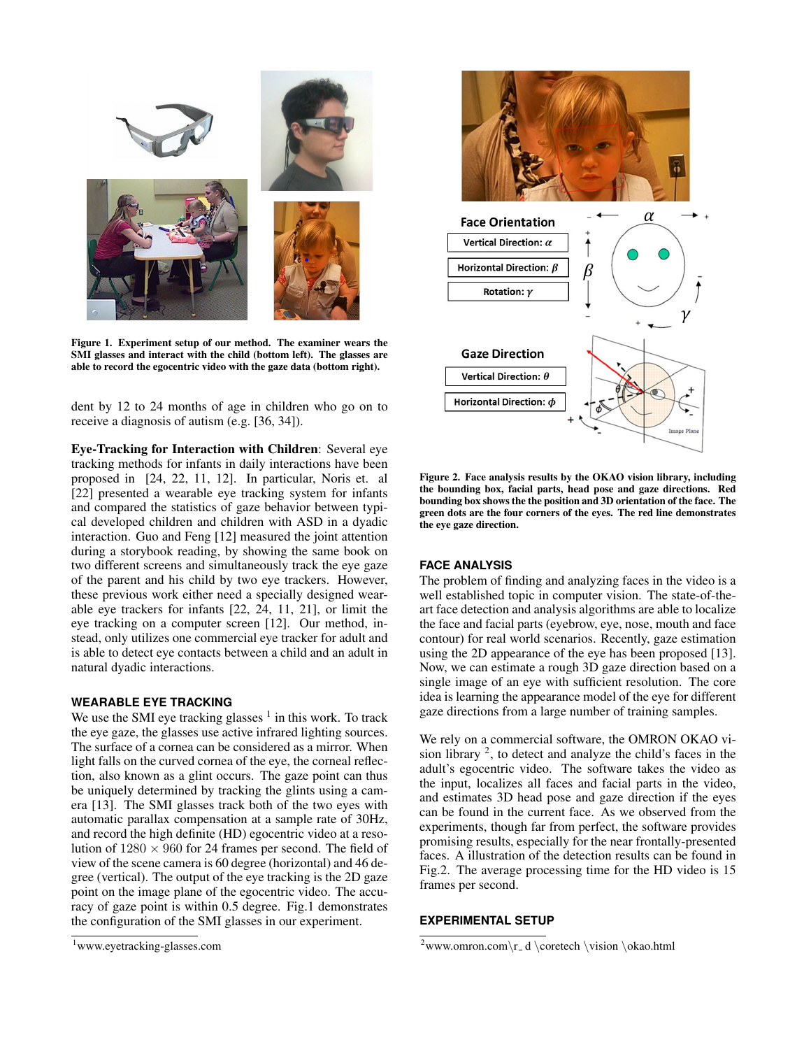Figure 1. Experiment setup of our method. The examiner wears the SMI glasses and interact with the child (bottom left). The glasses are able to record the egocentric video with the gaze data (bottom right).

dent by 12 to 24 months of age in children who go on to receive a diagnosis of autism (e.g. [36, 34]).

**Eye-Tracking for Interaction with Children**: Several eye tracking methods for infants in daily interactions have been proposed in [24, 22, 11, 12]. In particular, Noris et. al [22] presented a wearable eye tracking system for infants and compared the statistics of gaze behavior between typical developed children and children with ASD in a dyadic interaction. Guo and Feng [12] measured the joint attention during a storybook reading, by showing the same book on two different screens and simultaneously track the eye gaze of the parent and his child by two eye trackers. However, these previous work either need a specially designed wearable eye trackers for infants [22, 24, 11, 21], or limit the eye tracking on a computer screen [12]. Our method, instead, only utilizes one commercial eye tracker for adult and is able to detect eye contacts between a child and an adult in natural dyadic interactions.

## WEARABLE EYE TRACKING

We use the SMI eye tracking glasses [1] in this work. To track the eye gaze, the glasses use active infrared lighting sources. The surface of a cornea can be considered as a mirror. When light falls on the curved cornea of the eye, the corneal reflection, also known as a glint occurs. The gaze point can thus be uniquely determined by tracking the glints using a camera [13]. The SMI glasses track both of the two eyes with automatic parallax compensation at a sample rate of 30Hz, and record the high definite (HD) egocentric video at a resolution of $1280 \times 960$ for 24 frames per second. The field of view of the scene camera is 60 degree (horizontal) and 46 degree (vertical). The output of the eye tracking is the 2D gaze point on the image plane of the egocentric video. The accuracy of gaze point is within 0.5 degree. Fig.1 demonstrates the configuration of the SMI glasses in our experiment.

[1] www.eyetracking-glasses.com

Figure 2. Face analysis results by the OKAO vision library, including the bounding box, facial parts, head pose and gaze directions. Red bounding box shows the the position and 3D orientation of the face. The green dots are the four corners of the eyes. The red line demonstrates the eye gaze direction.

## FACE ANALYSIS

The problem of finding and analyzing faces in the video is a well established topic in computer vision. The state-of-the-art face detection and analysis algorithms are able to localize the face and facial parts (eyebrow, eye, nose, mouth and face contour) for real world scenarios. Recently, gaze estimation using the 2D appearance of the eye has been proposed [13]. Now, we can estimate a rough 3D gaze direction based on a single image of an eye with sufficient resolution. The core idea is learning the appearance model of the eye for different gaze directions from a large number of training samples.

We rely on a commercial software, the OMRON OKAO vision library [2], to detect and analyze the child's faces in the adult's egocentric video. The software takes the video as the input, localizes all faces and facial parts in the video, and estimates 3D head pose and gaze direction if the eyes can be found in the current face. As we observed from the experiments, though far from perfect, the software provides promising results, especially for the near frontally-presented faces. A illustration of the detection results can be found in Fig.2. The average processing time for the HD video is 15 frames per second.

## EXPERIMENTAL SETUP

[2] www.omron.com\r_d \coretech \vision \okao.html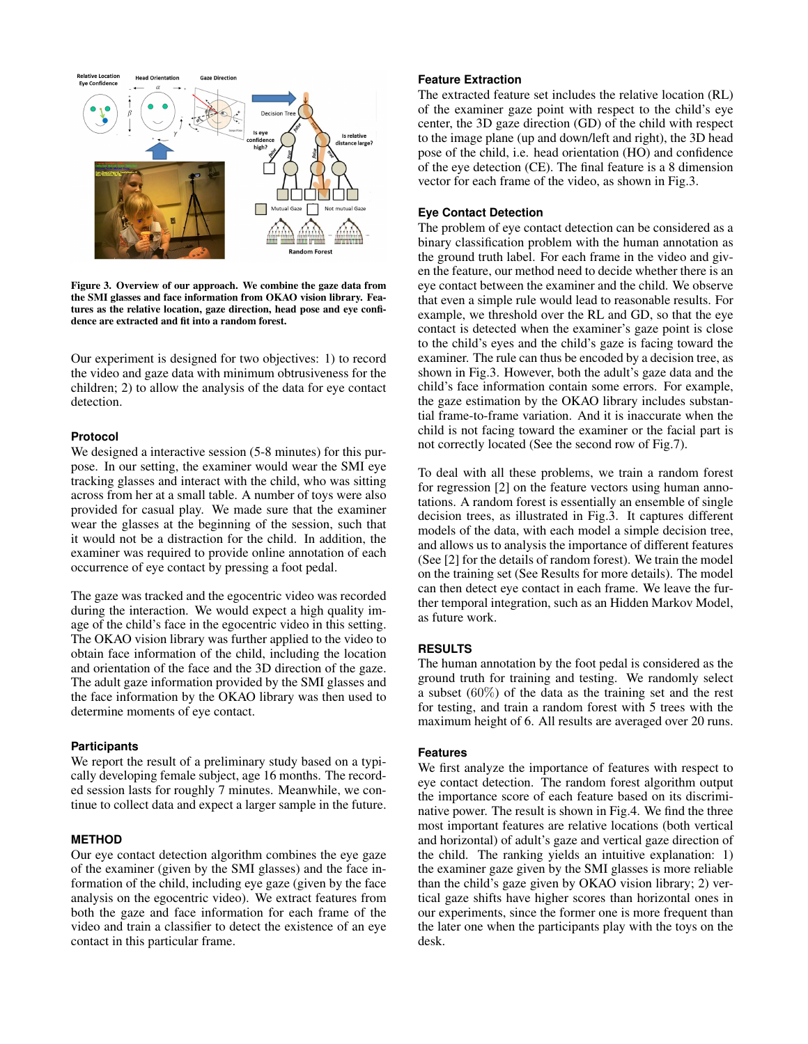Figure 3. Overview of our approach. We combine the gaze data from the SMI glasses and face information from OKAO vision library. Features as the relative location, gaze direction, head pose and eye confidence are extracted and fit into a random forest.

Our experiment is designed for two objectives: 1) to record the video and gaze data with minimum obtrusiveness for the children; 2) to allow the analysis of the data for eye contact detection.

### Protocol

We designed a interactive session (5-8 minutes) for this purpose. In our setting, the examiner would wear the SMI eye tracking glasses and interact with the child, who was sitting across from her at a small table. A number of toys were also provided for casual play. We made sure that the examiner wear the glasses at the beginning of the session, such that it would not be a distraction for the child. In addition, the examiner was required to provide online annotation of each occurrence of eye contact by pressing a foot pedal.

The gaze was tracked and the egocentric video was recorded during the interaction. We would expect a high quality image of the child's face in the egocentric video in this setting. The OKAO vision library was further applied to the video to obtain face information of the child, including the location and orientation of the face and the 3D direction of the gaze. The adult gaze information provided by the SMI glasses and the face information by the OKAO library was then used to determine moments of eye contact.

### Participants

We report the result of a preliminary study based on a typically developing female subject, age 16 months. The recorded session lasts for roughly 7 minutes. Meanwhile, we continue to collect data and expect a larger sample in the future.

## METHOD

Our eye contact detection algorithm combines the eye gaze of the examiner (given by the SMI glasses) and the face information of the child, including eye gaze (given by the face analysis on the egocentric video). We extract features from both the gaze and face information for each frame of the video and train a classifier to detect the existence of an eye contact in this particular frame.

### Feature Extraction

The extracted feature set includes the relative location (RL) of the examiner gaze point with respect to the child's eye center, the 3D gaze direction (GD) of the child with respect to the image plane (up and down/left and right), the 3D head pose of the child, i.e. head orientation (HO) and confidence of the eye detection (CE). The final feature is a 8 dimension vector for each frame of the video, as shown in Fig.3.

### Eye Contact Detection

The problem of eye contact detection can be considered as a binary classification problem with the human annotation as the ground truth label. For each frame in the video and given the feature, our method need to decide whether there is an eye contact between the examiner and the child. We observe that even a simple rule would lead to reasonable results. For example, we threshold over the RL and GD, so that the eye contact is detected when the examiner's gaze point is close to the child's eyes and the child's gaze is facing toward the examiner. The rule can thus be encoded by a decision tree, as shown in Fig.3. However, both the adult's gaze data and the child's face information contain some errors. For example, the gaze estimation by the OKAO library includes substantial frame-to-frame variation. And it is inaccurate when the child is not facing toward the examiner or the facial part is not correctly located (See the second row of Fig.7).

To deal with all these problems, we train a random forest for regression [2] on the feature vectors using human annotations. A random forest is essentially an ensemble of single decision trees, as illustrated in Fig.3. It captures different models of the data, with each model a simple decision tree, and allows us to analysis the importance of different features (See [2] for the details of random forest). We train the model on the training set (See Results for more details). The model can then detect eye contact in each frame. We leave the further temporal integration, such as an Hidden Markov Model, as future work.

## RESULTS

The human annotation by the foot pedal is considered as the ground truth for training and testing. We randomly select a subset ($60\%$) of the data as the training set and the rest for testing, and train a random forest with 5 trees with the maximum height of 6. All results are averaged over 20 runs.

### Features

We first analyze the importance of features with respect to eye contact detection. The random forest algorithm output the importance score of each feature based on its discriminative power. The result is shown in Fig.4. We find the three most important features are relative locations (both vertical and horizontal) of adult's gaze and vertical gaze direction of the child. The ranking yields an intuitive explanation: 1) the examiner gaze given by the SMI glasses is more reliable than the child's gaze given by OKAO vision library; 2) vertical gaze shifts have higher scores than horizontal ones in our experiments, since the former one is more frequent than the later one when the participants play with the toys on the desk.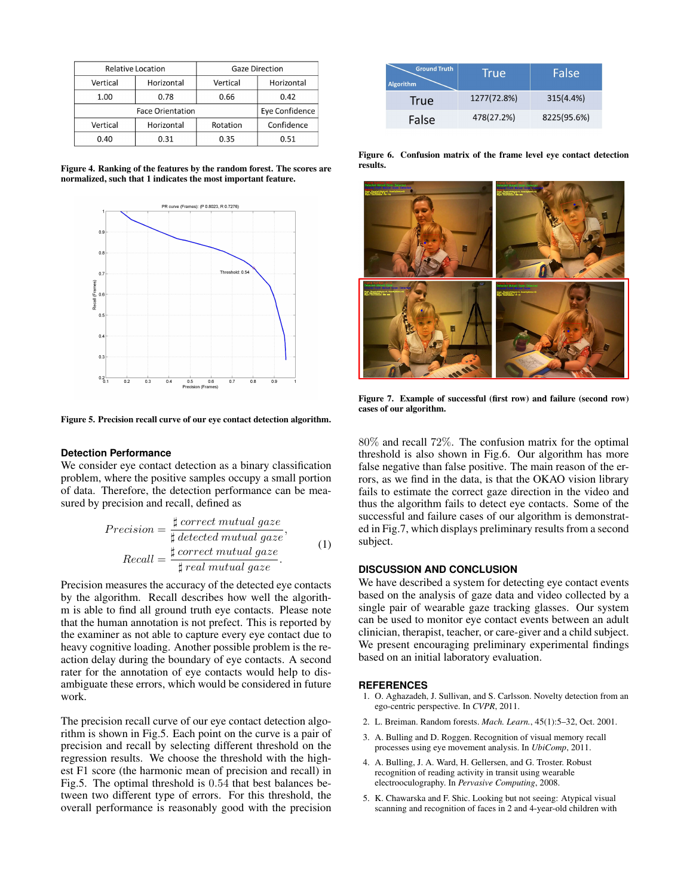| Relative Location | | Gaze Direction | |
|---|---|---|---|
| Vertical | Horizontal | Vertical | Horizontal |
| 1.00 | 0.78 | 0.66 | 0.42 |
| Face Orientation | | | Eye Confidence |
| Vertical | Horizontal | Rotation | Confidence |
| 0.40 | 0.31 | 0.35 | 0.51 |

**Figure 4. Ranking of the features by the random forest. The scores are normalized, such that 1 indicates the most important feature.**

**Figure 5. Precision recall curve of our eye contact detection algorithm.**

| Algorithm \ Ground Truth | True | False |
|---|---|---|
| True | 1277(72.8%) | 315(4.4%) |
| False | 478(27.2%) | 8225(95.6%) |

**Figure 6. Confusion matrix of the frame level eye contact detection results.**

**Figure 7. Example of successful (first row) and failure (second row) cases of our algorithm.**

### Detection Performance

We consider eye contact detection as a binary classification problem, where the positive samples occupy a small portion of data. Therefore, the detection performance can be measured by precision and recall, defined as

$$
\begin{aligned}
Precision &= \frac{\sharp\, correct\ mutual\ gaze}{\sharp\, detected\ mutual\ gaze}, \\
Recall &= \frac{\sharp\, correct\ mutual\ gaze}{\sharp\, real\ mutual\ gaze}.
\end{aligned}
\tag{1}
$$

Precision measures the accuracy of the detected eye contacts by the algorithm. Recall describes how well the algorithm is able to find all ground truth eye contacts. Please note that the human annotation is not prefect. This is reported by the examiner as not able to capture every eye contact due to heavy cognitive loading. Another possible problem is the reaction delay during the boundary of eye contacts. A second rater for the annotation of eye contacts would help to disambiguate these errors, which would be considered in future work.

The precision recall curve of our eye contact detection algorithm is shown in Fig.5. Each point on the curve is a pair of precision and recall by selecting different threshold on the regression results. We choose the threshold with the highest F1 score (the harmonic mean of precision and recall) in Fig.5. The optimal threshold is 0.54 that best balances between two different type of errors. For this threshold, the overall performance is reasonably good with the precision 80% and recall 72%. The confusion matrix for the optimal threshold is also shown in Fig.6. Our algorithm has more false negative than false positive. The main reason of the errors, as we find in the data, is that the OKAO vision library fails to estimate the correct gaze direction in the video and thus the algorithm fails to detect eye contacts. Some of the successful and failure cases of our algorithm is demonstrated in Fig.7, which displays preliminary results from a second subject.

## DISCUSSION AND CONCLUSION

We have described a system for detecting eye contact events based on the analysis of gaze data and video collected by a single pair of wearable gaze tracking glasses. Our system can be used to monitor eye contact events between an adult clinician, therapist, teacher, or care-giver and a child subject. We present encouraging preliminary experimental findings based on an initial laboratory evaluation.

## REFERENCES

1. O. Aghazadeh, J. Sullivan, and S. Carlsson. Novelty detection from an ego-centric perspective. In *CVPR*, 2011.
2. L. Breiman. Random forests. *Mach. Learn.*, 45(1):5–32, Oct. 2001.
3. A. Bulling and D. Roggen. Recognition of visual memory recall processes using eye movement analysis. In *UbiComp*, 2011.
4. A. Bulling, J. A. Ward, H. Gellersen, and G. Troster. Robust recognition of reading activity in transit using wearable electrooculography. In *Pervasive Computing*, 2008.
5. K. Chawarska and F. Shic. Looking but not seeing: Atypical visual scanning and recognition of faces in 2 and 4-year-old children with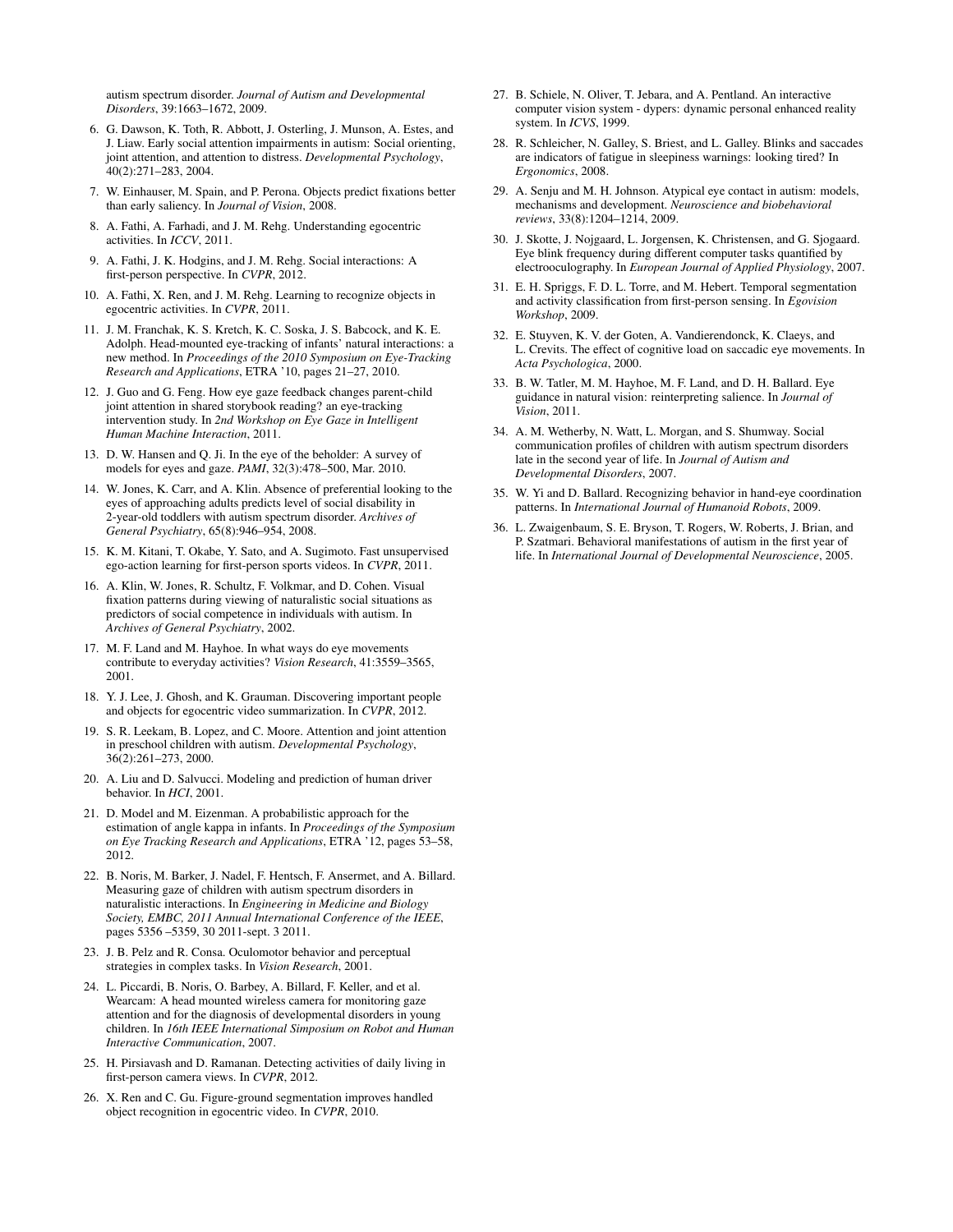autism spectrum disorder. *Journal of Autism and Developmental Disorders*, 39:1663–1672, 2009.

6. G. Dawson, K. Toth, R. Abbott, J. Osterling, J. Munson, A. Estes, and J. Liaw. Early social attention impairments in autism: Social orienting, joint attention, and attention to distress. *Developmental Psychology*, 40(2):271–283, 2004.
7. W. Einhauser, M. Spain, and P. Perona. Objects predict fixations better than early saliency. In *Journal of Vision*, 2008.
8. A. Fathi, A. Farhadi, and J. M. Rehg. Understanding egocentric activities. In *ICCV*, 2011.
9. A. Fathi, J. K. Hodgins, and J. M. Rehg. Social interactions: A first-person perspective. In *CVPR*, 2012.
10. A. Fathi, X. Ren, and J. M. Rehg. Learning to recognize objects in egocentric activities. In *CVPR*, 2011.
11. J. M. Franchak, K. S. Kretch, K. C. Soska, J. S. Babcock, and K. E. Adolph. Head-mounted eye-tracking of infants' natural interactions: a new method. In *Proceedings of the 2010 Symposium on Eye-Tracking Research and Applications*, ETRA '10, pages 21–27, 2010.
12. J. Guo and G. Feng. How eye gaze feedback changes parent-child joint attention in shared storybook reading? an eye-tracking intervention study. In *2nd Workshop on Eye Gaze in Intelligent Human Machine Interaction*, 2011.
13. D. W. Hansen and Q. Ji. In the eye of the beholder: A survey of models for eyes and gaze. *PAMI*, 32(3):478–500, Mar. 2010.
14. W. Jones, K. Carr, and A. Klin. Absence of preferential looking to the eyes of approaching adults predicts level of social disability in 2-year-old toddlers with autism spectrum disorder. *Archives of General Psychiatry*, 65(8):946–954, 2008.
15. K. M. Kitani, T. Okabe, Y. Sato, and A. Sugimoto. Fast unsupervised ego-action learning for first-person sports videos. In *CVPR*, 2011.
16. A. Klin, W. Jones, R. Schultz, F. Volkmar, and D. Cohen. Visual fixation patterns during viewing of naturalistic social situations as predictors of social competence in individuals with autism. In *Archives of General Psychiatry*, 2002.
17. M. F. Land and M. Hayhoe. In what ways do eye movements contribute to everyday activities? *Vision Research*, 41:3559–3565, 2001.
18. Y. J. Lee, J. Ghosh, and K. Grauman. Discovering important people and objects for egocentric video summarization. In *CVPR*, 2012.
19. S. R. Leekam, B. Lopez, and C. Moore. Attention and joint attention in preschool children with autism. *Developmental Psychology*, 36(2):261–273, 2000.
20. A. Liu and D. Salvucci. Modeling and prediction of human driver behavior. In *HCI*, 2001.
21. D. Model and M. Eizenman. A probabilistic approach for the estimation of angle kappa in infants. In *Proceedings of the Symposium on Eye Tracking Research and Applications*, ETRA '12, pages 53–58, 2012.
22. B. Noris, M. Barker, J. Nadel, F. Hentsch, F. Ansermet, and A. Billard. Measuring gaze of children with autism spectrum disorders in naturalistic interactions. In *Engineering in Medicine and Biology Society, EMBC, 2011 Annual International Conference of the IEEE*, pages 5356 –5359, 30 2011-sept. 3 2011.
23. J. B. Pelz and R. Consa. Oculomotor behavior and perceptual strategies in complex tasks. In *Vision Research*, 2001.
24. L. Piccardi, B. Noris, O. Barbey, A. Billard, F. Keller, and et al. Wearcam: A head mounted wireless camera for monitoring gaze attention and for the diagnosis of developmental disorders in young children. In *16th IEEE International Simposium on Robot and Human Interactive Communication*, 2007.
25. H. Pirsiavash and D. Ramanan. Detecting activities of daily living in first-person camera views. In *CVPR*, 2012.
26. X. Ren and C. Gu. Figure-ground segmentation improves handled object recognition in egocentric video. In *CVPR*, 2010.
27. B. Schiele, N. Oliver, T. Jebara, and A. Pentland. An interactive computer vision system - dypers: dynamic personal enhanced reality system. In *ICVS*, 1999.
28. R. Schleicher, N. Galley, S. Briest, and L. Galley. Blinks and saccades are indicators of fatigue in sleepiness warnings: looking tired? In *Ergonomics*, 2008.
29. A. Senju and M. H. Johnson. Atypical eye contact in autism: models, mechanisms and development. *Neuroscience and biobehavioral reviews*, 33(8):1204–1214, 2009.
30. J. Skotte, J. Nojgaard, L. Jorgensen, K. Christensen, and G. Sjogaard. Eye blink frequency during different computer tasks quantified by electrooculography. In *European Journal of Applied Physiology*, 2007.
31. E. H. Spriggs, F. D. L. Torre, and M. Hebert. Temporal segmentation and activity classification from first-person sensing. In *Egovision Workshop*, 2009.
32. E. Stuyven, K. V. der Goten, A. Vandierendonck, K. Claeys, and L. Crevits. The effect of cognitive load on saccadic eye movements. In *Acta Psychologica*, 2000.
33. B. W. Tatler, M. M. Hayhoe, M. F. Land, and D. H. Ballard. Eye guidance in natural vision: reinterpreting salience. In *Journal of Vision*, 2011.
34. A. M. Wetherby, N. Watt, L. Morgan, and S. Shumway. Social communication profiles of children with autism spectrum disorders late in the second year of life. In *Journal of Autism and Developmental Disorders*, 2007.
35. W. Yi and D. Ballard. Recognizing behavior in hand-eye coordination patterns. In *International Journal of Humanoid Robots*, 2009.
36. L. Zwaigenbaum, S. E. Bryson, T. Rogers, W. Roberts, J. Brian, and P. Szatmari. Behavioral manifestations of autism in the first year of life. In *International Journal of Developmental Neuroscience*, 2005.